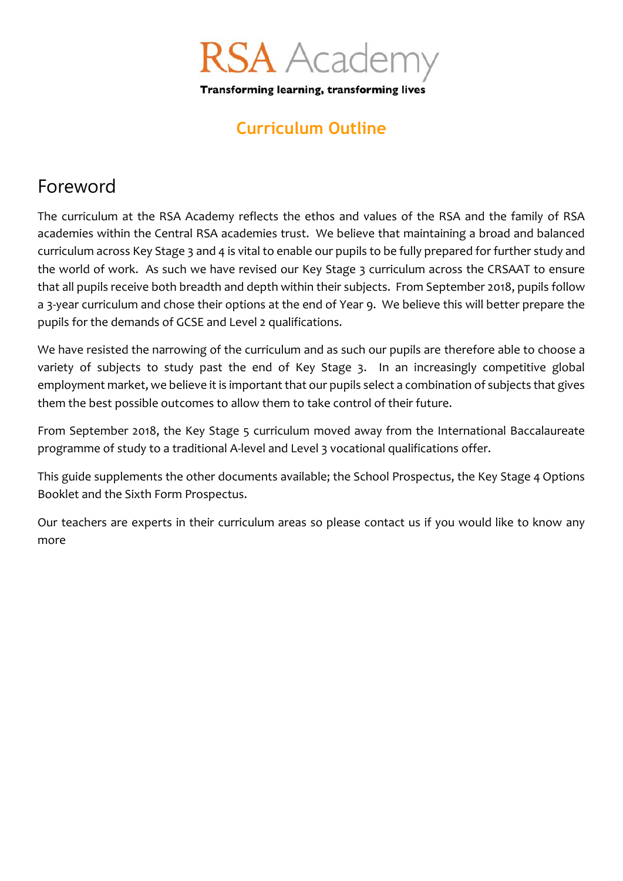# RSA Academy

**Transforming learning, transforming lives**

## Curriculum Outline

## Foreword

The curriculum at the RSA Academy reflects the ethos and values of the RSA and the family of RSA academies within the Central RSA academies trust. We believe that maintaining a broad and balanced curriculum across Key Stage 3 and 4 is vital to enable our pupils to be fully prepared for further study and the world of work. As such we have revised our Key Stage 3 curriculum across the CRSAAT to ensure that all pupils receive both breadth and depth within their subjects. From September 2018, pupils follow a 3-year curriculum and chose their options at the end of Year 9. We believe this will better prepare the pupils for the demands of GCSE and Level 2 qualifications.

We have resisted the narrowing of the curriculum and as such our pupils are therefore able to choose a variety of subjects to study past the end of Key Stage 3. In an increasingly competitive global employment market, we believe it is important that our pupils select a combination of subjects that gives them the best possible outcomes to allow them to take control of their future.

From September 2018, the Key Stage 5 curriculum moved away from the International Baccalaureate programme of study to a traditional A-level and Level 3 vocational qualifications offer.

This guide supplements the other documents available; the School Prospectus, the Key Stage 4 Options Booklet and the Sixth Form Prospectus.

Our teachers are experts in their curriculum areas so please contact us if you would like to know any more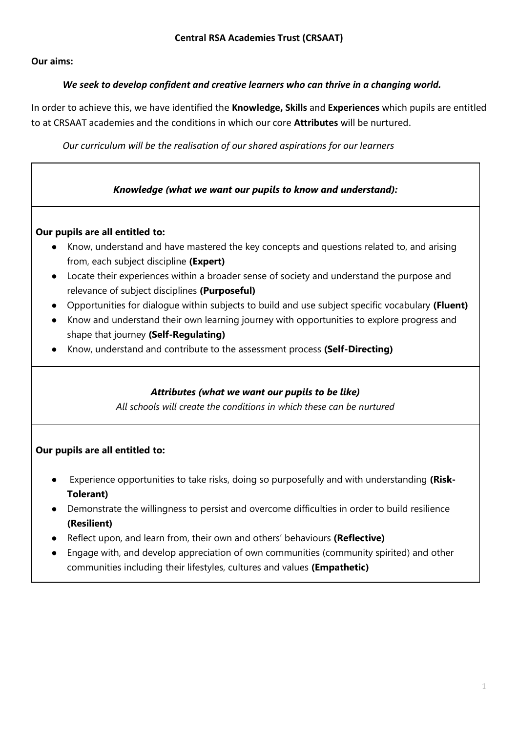**Central RSA Academies Trust (CRSAAT)**

**Our aims:**

***We seek to develop confident and creative learners who can thrive in a changing world.***

In order to achieve this, we have identified the **Knowledge, Skills** and **Experiences** which pupils are entitled to at CRSAAT academies and the conditions in which our core **Attributes** will be nurtured.

*Our curriculum will be the realisation of our shared aspirations for our learners*

***Knowledge (what we want our pupils to know and understand):***

**Our pupils are all entitled to:**

- Know, understand and have mastered the key concepts and questions related to, and arising from, each subject discipline **(Expert)**
- Locate their experiences within a broader sense of society and understand the purpose and relevance of subject disciplines **(Purposeful)**
- Opportunities for dialogue within subjects to build and use subject specific vocabulary **(Fluent)**
- Know and understand their own learning journey with opportunities to explore progress and shape that journey **(Self-Regulating)**
- Know, understand and contribute to the assessment process **(Self-Directing)**

***Attributes (what we want our pupils to be like)***

*All schools will create the conditions in which these can be nurtured*

**Our pupils are all entitled to:**

- Experience opportunities to take risks, doing so purposefully and with understanding **(Risk-Tolerant)**
- Demonstrate the willingness to persist and overcome difficulties in order to build resilience **(Resilient)**
- Reflect upon, and learn from, their own and others' behaviours **(Reflective)**
- Engage with, and develop appreciation of own communities (community spirited) and other communities including their lifestyles, cultures and values **(Empathetic)**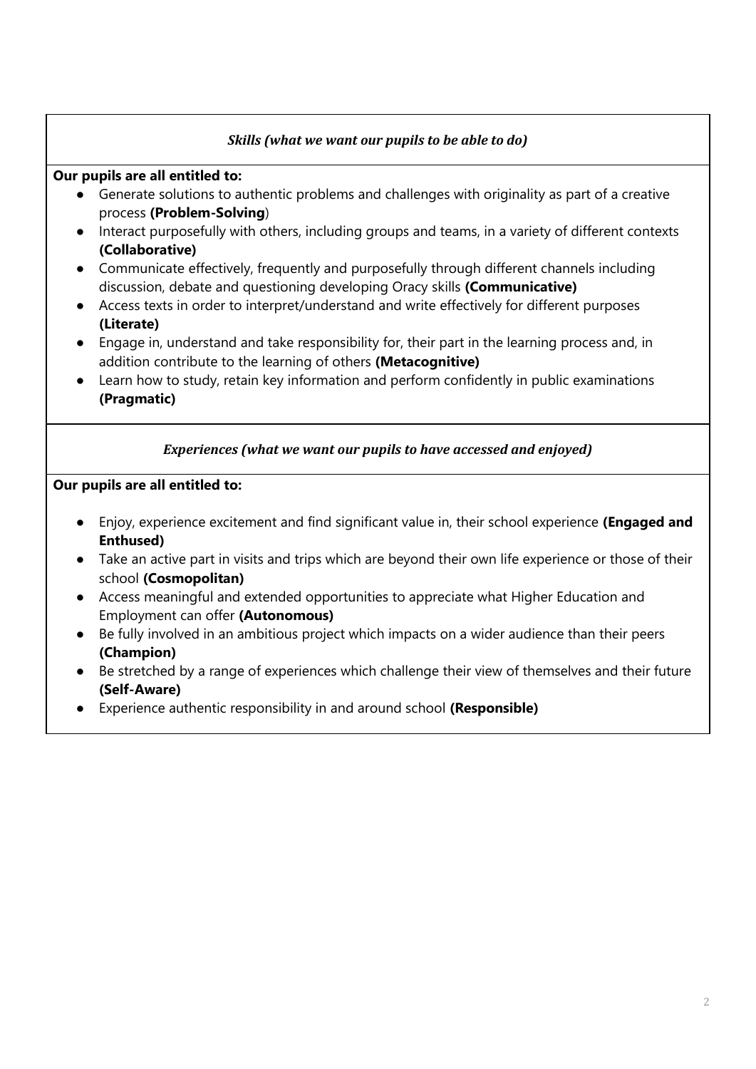### *Skills (what we want our pupils to be able to do)*

**Our pupils are all entitled to:**

- Generate solutions to authentic problems and challenges with originality as part of a creative process **(Problem-Solving**)
- Interact purposefully with others, including groups and teams, in a variety of different contexts **(Collaborative)**
- Communicate effectively, frequently and purposefully through different channels including discussion, debate and questioning developing Oracy skills **(Communicative)**
- Access texts in order to interpret/understand and write effectively for different purposes **(Literate)**
- Engage in, understand and take responsibility for, their part in the learning process and, in addition contribute to the learning of others **(Metacognitive)**
- Learn how to study, retain key information and perform confidently in public examinations **(Pragmatic)**

### *Experiences (what we want our pupils to have accessed and enjoyed)*

**Our pupils are all entitled to:**

- Enjoy, experience excitement and find significant value in, their school experience **(Engaged and Enthused)**
- Take an active part in visits and trips which are beyond their own life experience or those of their school **(Cosmopolitan)**
- Access meaningful and extended opportunities to appreciate what Higher Education and Employment can offer **(Autonomous)**
- Be fully involved in an ambitious project which impacts on a wider audience than their peers **(Champion)**
- Be stretched by a range of experiences which challenge their view of themselves and their future **(Self-Aware)**
- Experience authentic responsibility in and around school **(Responsible)**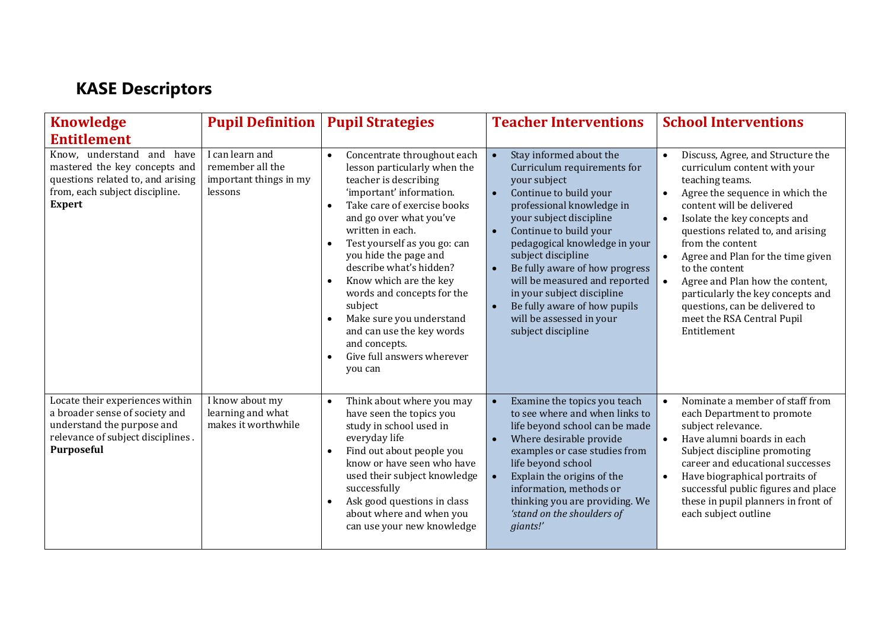## KASE Descriptors

| Knowledge Entitlement | Pupil Definition | Pupil Strategies | Teacher Interventions | School Interventions |
|---|---|---|---|---|
| Know, understand and have mastered the key concepts and questions related to, and arising from, each subject discipline. **Expert** | I can learn and remember all the important things in my lessons | • Concentrate throughout each lesson particularly when the teacher is describing 'important' information.<br>• Take care of exercise books and go over what you've written in each.<br>• Test yourself as you go: can you hide the page and describe what's hidden?<br>• Know which are the key words and concepts for the subject<br>• Make sure you understand and can use the key words and concepts.<br>• Give full answers wherever you can | • Stay informed about the Curriculum requirements for your subject<br>• Continue to build your professional knowledge in your subject discipline<br>• Continue to build your pedagogical knowledge in your subject discipline<br>• Be fully aware of how progress will be measured and reported in your subject discipline<br>• Be fully aware of how pupils will be assessed in your subject discipline | • Discuss, Agree, and Structure the curriculum content with your teaching teams.<br>• Agree the sequence in which the content will be delivered<br>• Isolate the key concepts and questions related to, and arising from the content<br>• Agree and Plan for the time given to the content<br>• Agree and Plan how the content, particularly the key concepts and questions, can be delivered to meet the RSA Central Pupil Entitlement |
| Locate their experiences within a broader sense of society and understand the purpose and relevance of subject disciplines. **Purposeful** | I know about my learning and what makes it worthwhile | • Think about where you may have seen the topics you study in school used in everyday life<br>• Find out about people you know or have seen who have used their subject knowledge successfully<br>• Ask good questions in class about where and when you can use your new knowledge | • Examine the topics you teach to see where and when links to life beyond school can be made<br>• Where desirable provide examples or case studies from life beyond school<br>• Explain the origins of the information, methods or thinking you are providing. We *'stand on the shoulders of giants!'* | • Nominate a member of staff from each Department to promote subject relevance.<br>• Have alumni boards in each Subject discipline promoting career and educational successes<br>• Have biographical portraits of successful public figures and place these in pupil planners in front of each subject outline |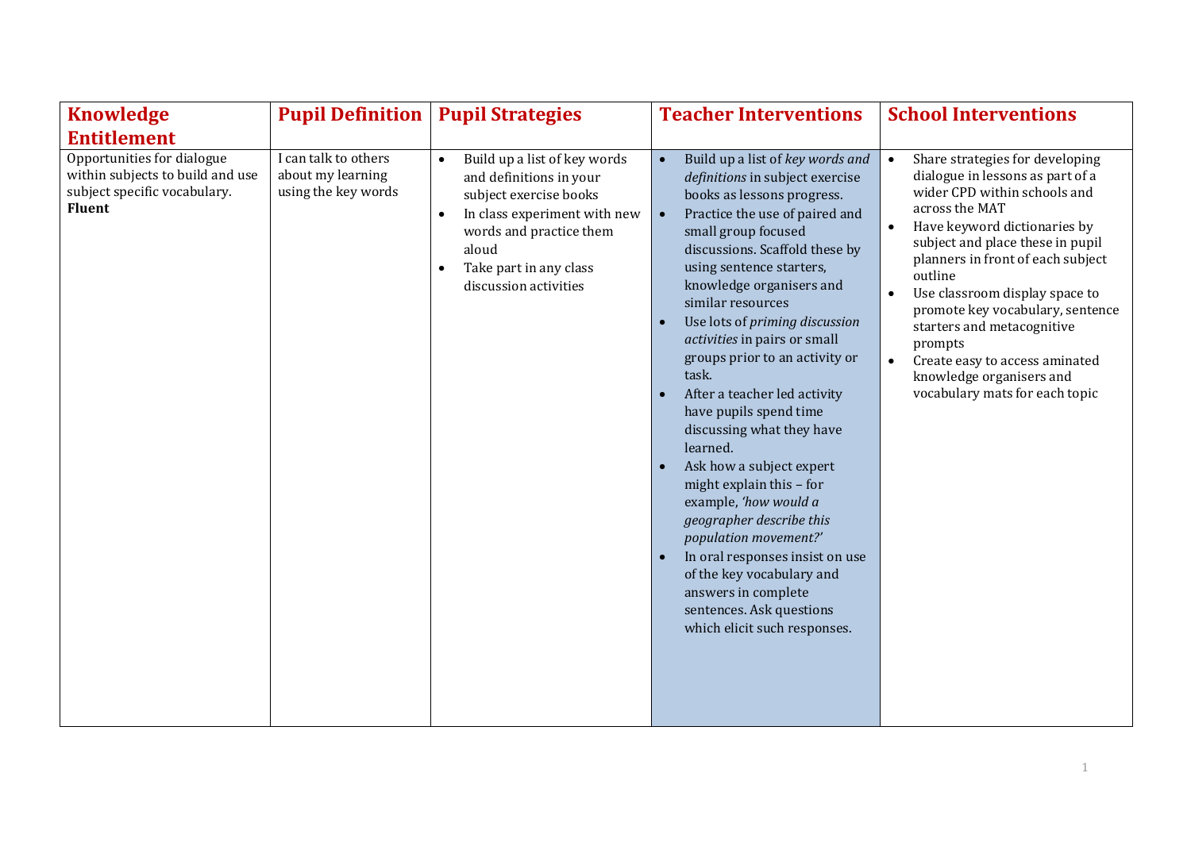| Knowledge Entitlement | Pupil Definition | Pupil Strategies | Teacher Interventions | School Interventions |
|---|---|---|---|---|
| Opportunities for dialogue within subjects to build and use subject specific vocabulary. **Fluent** | I can talk to others about my learning using the key words | • Build up a list of key words and definitions in your subject exercise books<br>• In class experiment with new words and practice them aloud<br>• Take part in any class discussion activities | • Build up a list of *key words and definitions* in subject exercise books as lessons progress.<br>• Practice the use of paired and small group focused discussions. Scaffold these by using sentence starters, knowledge organisers and similar resources<br>• Use lots of *priming discussion activities* in pairs or small groups prior to an activity or task.<br>• After a teacher led activity have pupils spend time discussing what they have learned.<br>• Ask how a subject expert might explain this – for example, *'how would a geographer describe this population movement?'*<br>• In oral responses insist on use of the key vocabulary and answers in complete sentences. Ask questions which elicit such responses. | • Share strategies for developing dialogue in lessons as part of a wider CPD within schools and across the MAT<br>• Have keyword dictionaries by subject and place these in pupil planners in front of each subject outline<br>• Use classroom display space to promote key vocabulary, sentence starters and metacognitive prompts<br>• Create easy to access aminated knowledge organisers and vocabulary mats for each topic |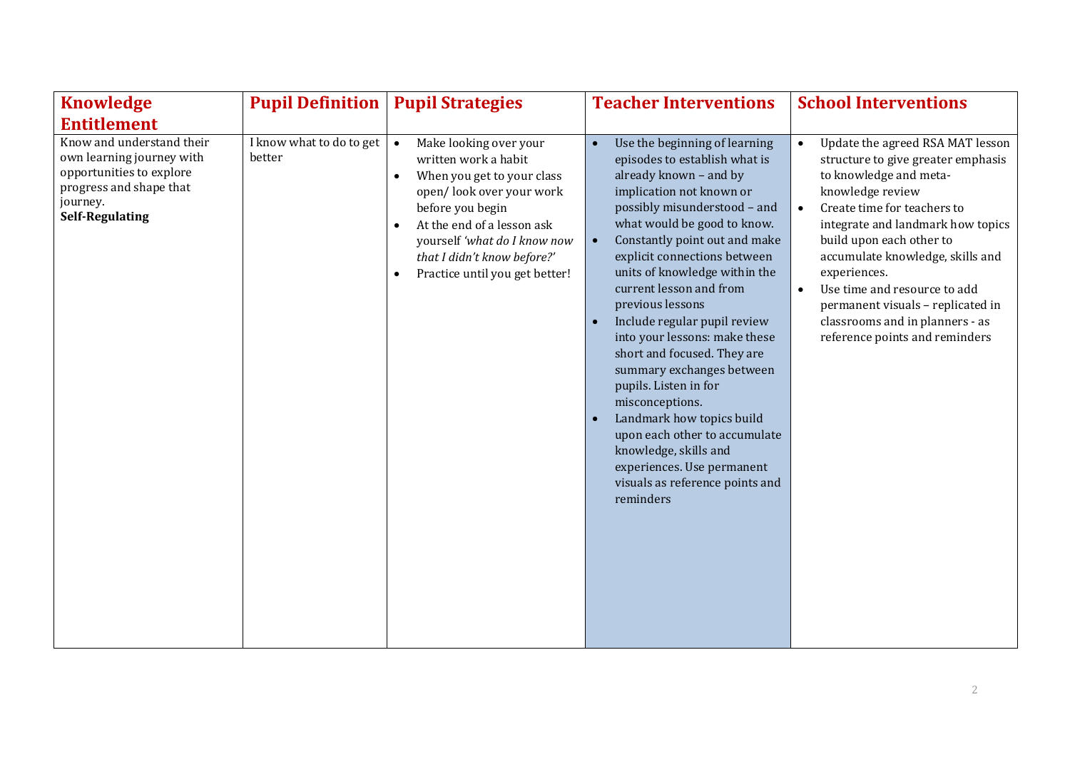| Knowledge Entitlement | Pupil Definition | Pupil Strategies | Teacher Interventions | School Interventions |
|---|---|---|---|---|
| Know and understand their own learning journey with opportunities to explore progress and shape that journey.<br>**Self-Regulating** | I know what to do to get better | • Make looking over your written work a habit<br>• When you get to your class open/ look over your work before you begin<br>• At the end of a lesson ask yourself *'what do I know now that I didn't know before?'*<br>• Practice until you get better! | • Use the beginning of learning episodes to establish what is already known – and by implication not known or possibly misunderstood – and what would be good to know.<br>• Constantly point out and make explicit connections between units of knowledge within the current lesson and from previous lessons<br>• Include regular pupil review into your lessons: make these short and focused. They are summary exchanges between pupils. Listen in for misconceptions.<br>• Landmark how topics build upon each other to accumulate knowledge, skills and experiences. Use permanent visuals as reference points and reminders | • Update the agreed RSA MAT lesson structure to give greater emphasis to knowledge and meta-knowledge review<br>• Create time for teachers to integrate and landmark how topics build upon each other to accumulate knowledge, skills and experiences.<br>• Use time and resource to add permanent visuals – replicated in classrooms and in planners - as reference points and reminders |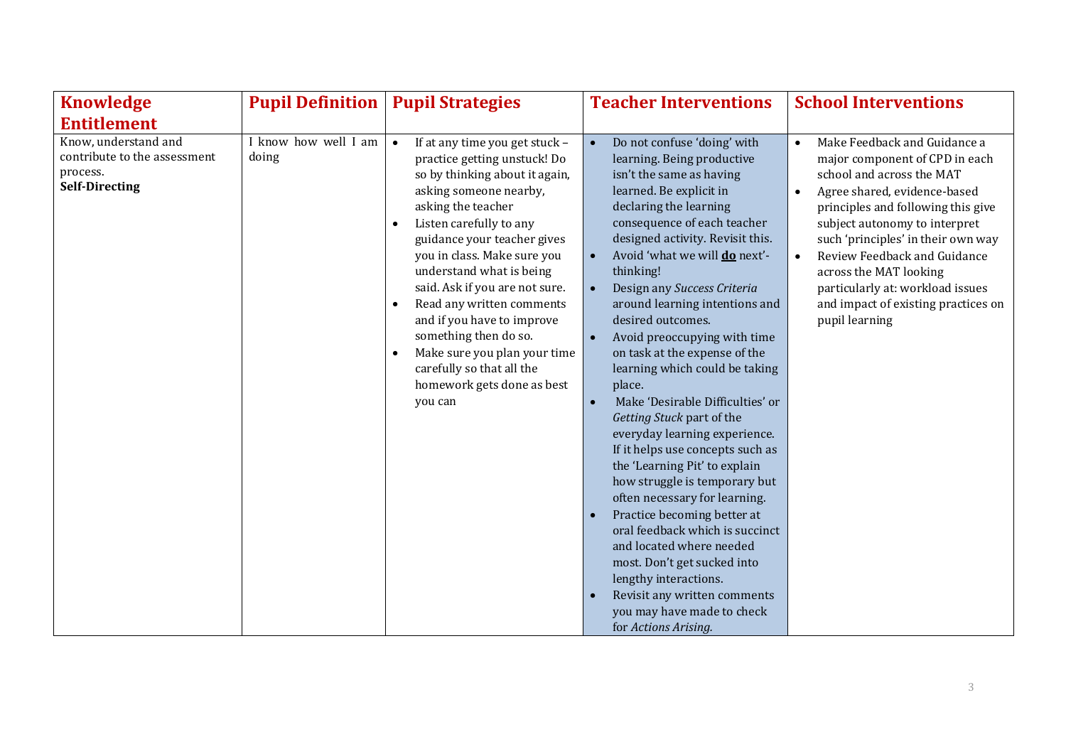| Knowledge Entitlement | Pupil Definition | Pupil Strategies | Teacher Interventions | School Interventions |
|---|---|---|---|---|
| Know, understand and contribute to the assessment process.<br>**Self-Directing** | I know how well I am doing | • If at any time you get stuck – practice getting unstuck! Do so by thinking about it again, asking someone nearby, asking the teacher<br>• Listen carefully to any guidance your teacher gives you in class. Make sure you understand what is being said. Ask if you are not sure.<br>• Read any written comments and if you have to improve something then do so.<br>• Make sure you plan your time carefully so that all the homework gets done as best you can | • Do not confuse 'doing' with learning. Being productive isn't the same as having learned. Be explicit in declaring the learning consequence of each teacher designed activity. Revisit this.<br>• Avoid 'what we will **do** next'-thinking!<br>• Design any *Success Criteria* around learning intentions and desired outcomes.<br>• Avoid preoccupying with time on task at the expense of the learning which could be taking place.<br>• Make 'Desirable Difficulties' or *Getting Stuck* part of the everyday learning experience. If it helps use concepts such as the 'Learning Pit' to explain how struggle is temporary but often necessary for learning.<br>• Practice becoming better at oral feedback which is succinct and located where needed most. Don't get sucked into lengthy interactions.<br>• Revisit any written comments you may have made to check for *Actions Arising.* | • Make Feedback and Guidance a major component of CPD in each school and across the MAT<br>• Agree shared, evidence-based principles and following this give subject autonomy to interpret such 'principles' in their own way<br>• Review Feedback and Guidance across the MAT looking particularly at: workload issues and impact of existing practices on pupil learning |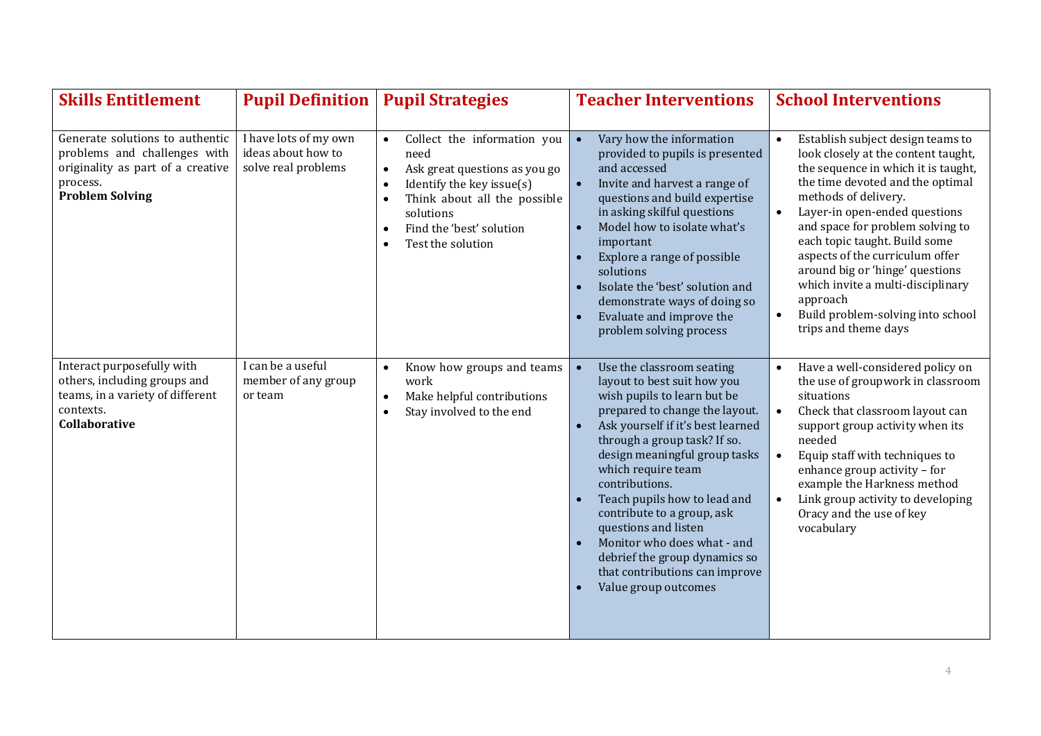| Skills Entitlement | Pupil Definition | Pupil Strategies | Teacher Interventions | School Interventions |
|---|---|---|---|---|
| Generate solutions to authentic problems and challenges with originality as part of a creative process.<br>**Problem Solving** | I have lots of my own ideas about how to solve real problems | • Collect the information you need<br>• Ask great questions as you go<br>• Identify the key issue(s)<br>• Think about all the possible solutions<br>• Find the 'best' solution<br>• Test the solution | • Vary how the information provided to pupils is presented and accessed<br>• Invite and harvest a range of questions and build expertise in asking skilful questions<br>• Model how to isolate what's important<br>• Explore a range of possible solutions<br>• Isolate the 'best' solution and demonstrate ways of doing so<br>• Evaluate and improve the problem solving process | • Establish subject design teams to look closely at the content taught, the sequence in which it is taught, the time devoted and the optimal methods of delivery.<br>• Layer-in open-ended questions and space for problem solving to each topic taught. Build some aspects of the curriculum offer around big or 'hinge' questions which invite a multi-disciplinary approach<br>• Build problem-solving into school trips and theme days |
| Interact purposefully with others, including groups and teams, in a variety of different contexts.<br>**Collaborative** | I can be a useful member of any group or team | • Know how groups and teams work<br>• Make helpful contributions<br>• Stay involved to the end | • Use the classroom seating layout to best suit how you wish pupils to learn but be prepared to change the layout.<br>• Ask yourself if it's best learned through a group task? If so. design meaningful group tasks which require team contributions.<br>• Teach pupils how to lead and contribute to a group, ask questions and listen<br>• Monitor who does what - and debrief the group dynamics so that contributions can improve<br>• Value group outcomes | • Have a well-considered policy on the use of groupwork in classroom situations<br>• Check that classroom layout can support group activity when its needed<br>• Equip staff with techniques to enhance group activity – for example the Harkness method<br>• Link group activity to developing Oracy and the use of key vocabulary |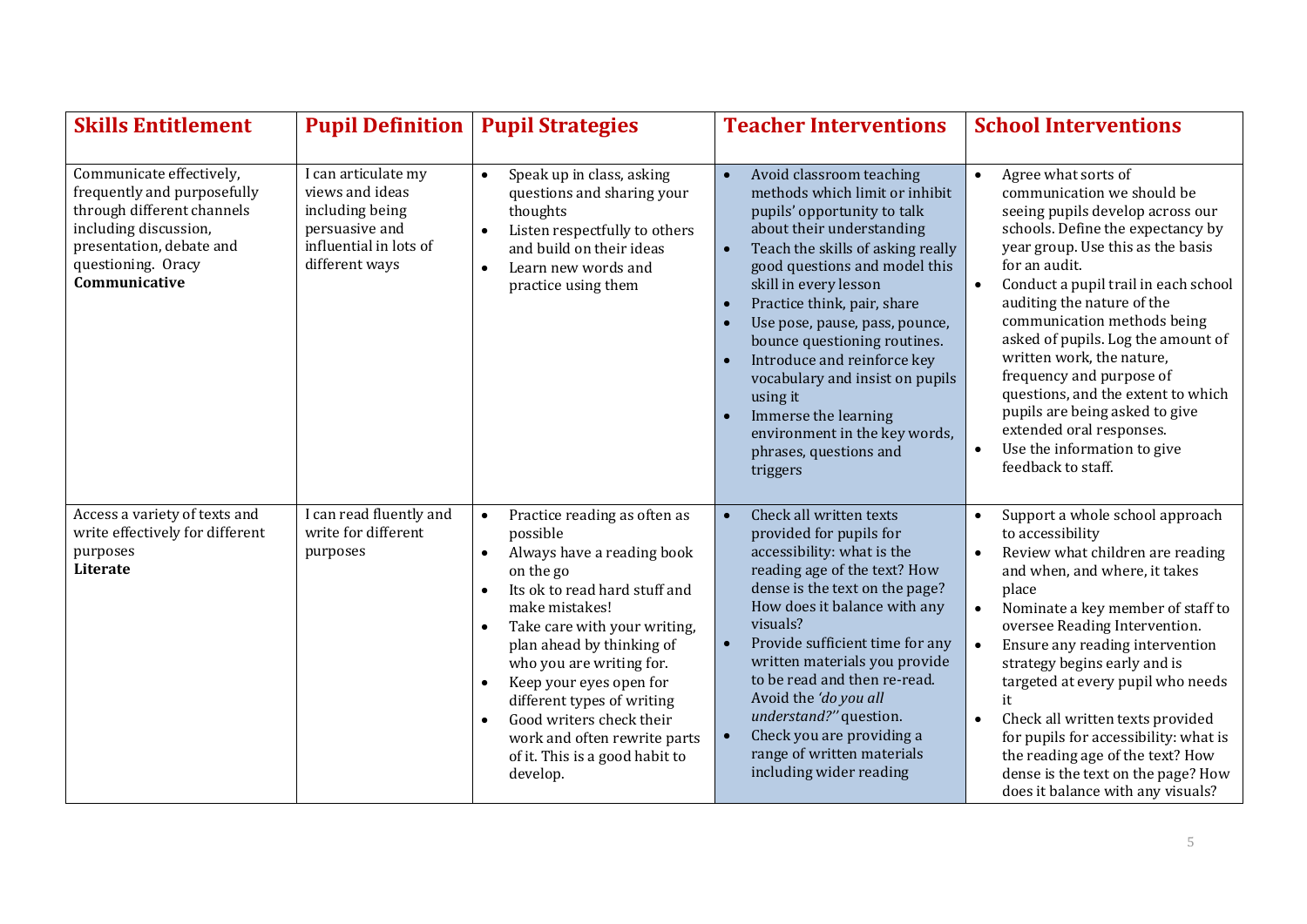| Skills Entitlement | Pupil Definition | Pupil Strategies | Teacher Interventions | School Interventions |
|---|---|---|---|---|
| Communicate effectively, frequently and purposefully through different channels including discussion, presentation, debate and questioning. Oracy<br>**Communicative** | I can articulate my views and ideas including being persuasive and influential in lots of different ways | • Speak up in class, asking questions and sharing your thoughts<br>• Listen respectfully to others and build on their ideas<br>• Learn new words and practice using them | • Avoid classroom teaching methods which limit or inhibit pupils' opportunity to talk about their understanding<br>• Teach the skills of asking really good questions and model this skill in every lesson<br>• Practice think, pair, share<br>• Use pose, pause, pass, pounce, bounce questioning routines.<br>• Introduce and reinforce key vocabulary and insist on pupils using it<br>• Immerse the learning environment in the key words, phrases, questions and triggers | • Agree what sorts of communication we should be seeing pupils develop across our schools. Define the expectancy by year group. Use this as the basis for an audit.<br>• Conduct a pupil trail in each school auditing the nature of the communication methods being asked of pupils. Log the amount of written work, the nature, frequency and purpose of questions, and the extent to which pupils are being asked to give extended oral responses.<br>• Use the information to give feedback to staff. |
| Access a variety of texts and write effectively for different purposes<br>**Literate** | I can read fluently and write for different purposes | • Practice reading as often as possible<br>• Always have a reading book on the go<br>• Its ok to read hard stuff and make mistakes!<br>• Take care with your writing, plan ahead by thinking of who you are writing for.<br>• Keep your eyes open for different types of writing<br>• Good writers check their work and often rewrite parts of it. This is a good habit to develop. | • Check all written texts provided for pupils for accessibility: what is the reading age of the text? How dense is the text on the page? How does it balance with any visuals?<br>• Provide sufficient time for any written materials you provide to be read and then re-read. Avoid the *'do you all understand?''* question.<br>• Check you are providing a range of written materials including wider reading | • Support a whole school approach to accessibility<br>• Review what children are reading and when, and where, it takes place<br>• Nominate a key member of staff to oversee Reading Intervention.<br>• Ensure any reading intervention strategy begins early and is targeted at every pupil who needs it<br>• Check all written texts provided for pupils for accessibility: what is the reading age of the text? How dense is the text on the page? How does it balance with any visuals? |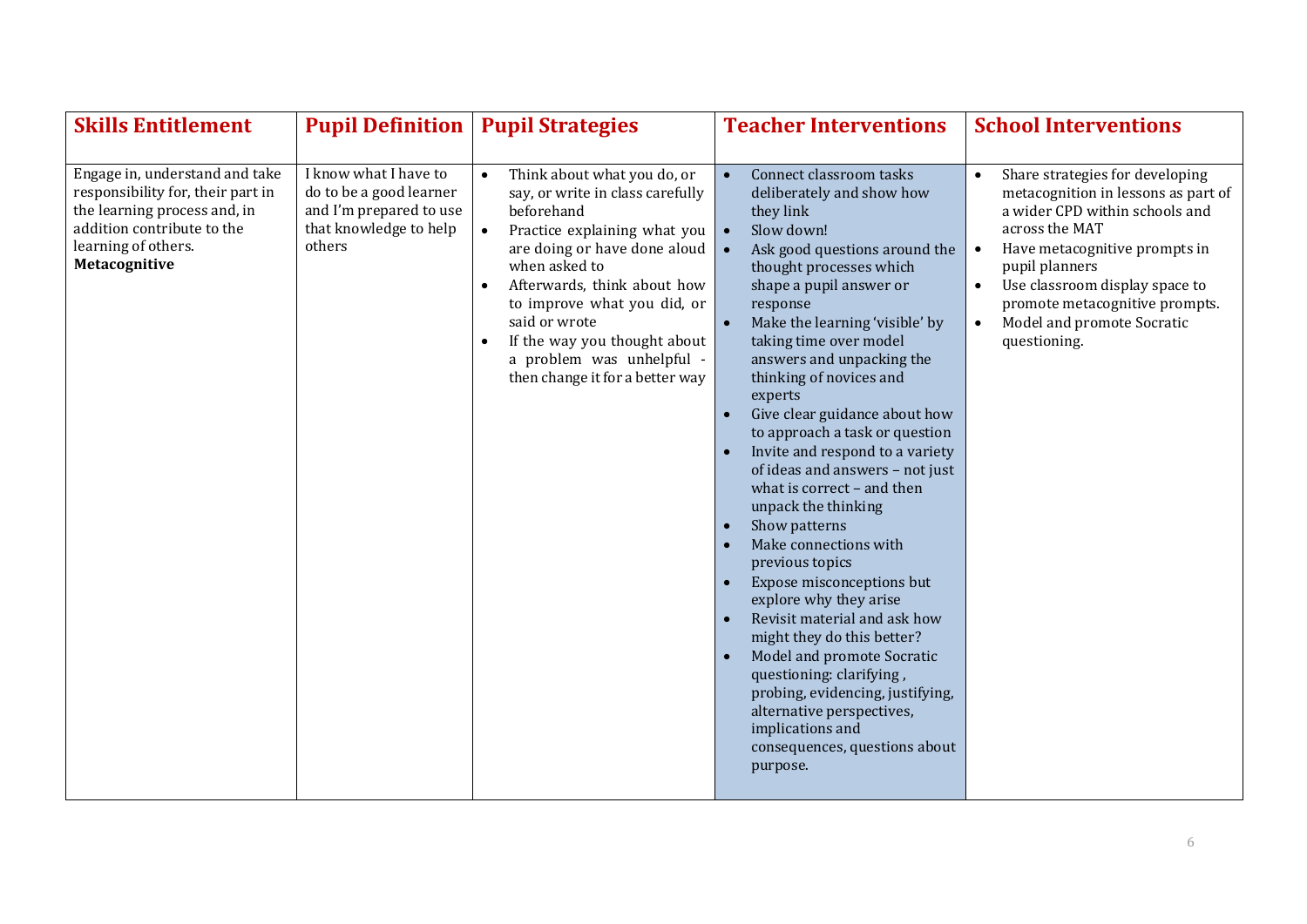| Skills Entitlement | Pupil Definition | Pupil Strategies | Teacher Interventions | School Interventions |
|---|---|---|---|---|
| Engage in, understand and take responsibility for, their part in the learning process and, in addition contribute to the learning of others.<br>**Metacognitive** | I know what I have to do to be a good learner and I'm prepared to use that knowledge to help others | • Think about what you do, or say, or write in class carefully beforehand<br>• Practice explaining what you are doing or have done aloud when asked to<br>• Afterwards, think about how to improve what you did, or said or wrote<br>• If the way you thought about a problem was unhelpful - then change it for a better way | • Connect classroom tasks deliberately and show how they link<br>• Slow down!<br>• Ask good questions around the thought processes which shape a pupil answer or response<br>• Make the learning 'visible' by taking time over model answers and unpacking the thinking of novices and experts<br>• Give clear guidance about how to approach a task or question<br>• Invite and respond to a variety of ideas and answers – not just what is correct – and then unpack the thinking<br>• Show patterns<br>• Make connections with previous topics<br>• Expose misconceptions but explore why they arise<br>• Revisit material and ask how might they do this better?<br>• Model and promote Socratic questioning: clarifying , probing, evidencing, justifying, alternative perspectives, implications and consequences, questions about purpose. | • Share strategies for developing metacognition in lessons as part of a wider CPD within schools and across the MAT<br>• Have metacognitive prompts in pupil planners<br>• Use classroom display space to promote metacognitive prompts.<br>• Model and promote Socratic questioning. |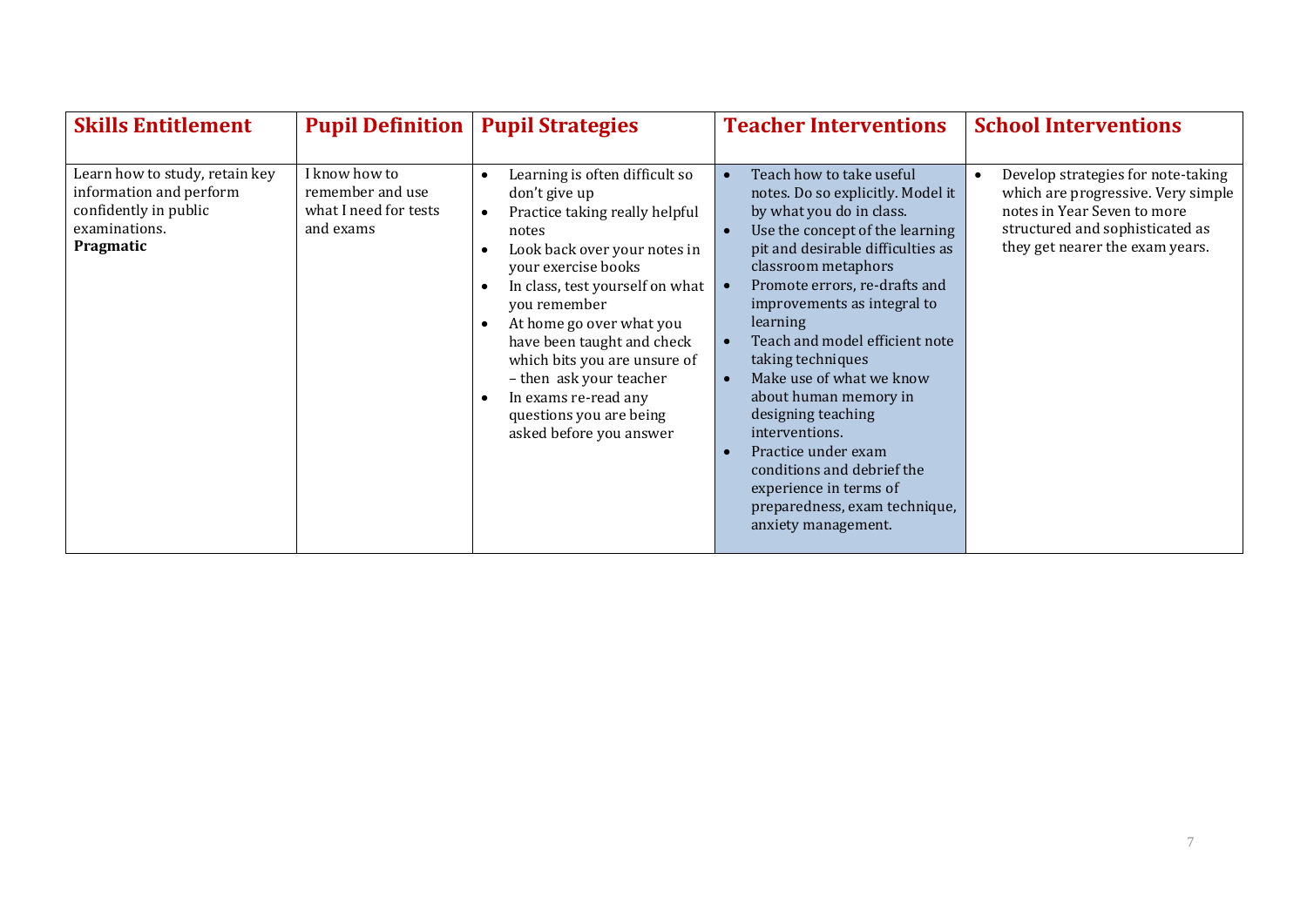| Skills Entitlement | Pupil Definition | Pupil Strategies | Teacher Interventions | School Interventions |
|---|---|---|---|---|
| Learn how to study, retain key information and perform confidently in public examinations.<br>**Pragmatic** | I know how to remember and use what I need for tests and exams | • Learning is often difficult so don't give up<br>• Practice taking really helpful notes<br>• Look back over your notes in your exercise books<br>• In class, test yourself on what you remember<br>• At home go over what you have been taught and check which bits you are unsure of – then ask your teacher<br>• In exams re-read any questions you are being asked before you answer | • Teach how to take useful notes. Do so explicitly. Model it by what you do in class.<br>• Use the concept of the learning pit and desirable difficulties as classroom metaphors<br>• Promote errors, re-drafts and improvements as integral to learning<br>• Teach and model efficient note taking techniques<br>• Make use of what we know about human memory in designing teaching interventions.<br>• Practice under exam conditions and debrief the experience in terms of preparedness, exam technique, anxiety management. | • Develop strategies for note-taking which are progressive. Very simple notes in Year Seven to more structured and sophisticated as they get nearer the exam years. |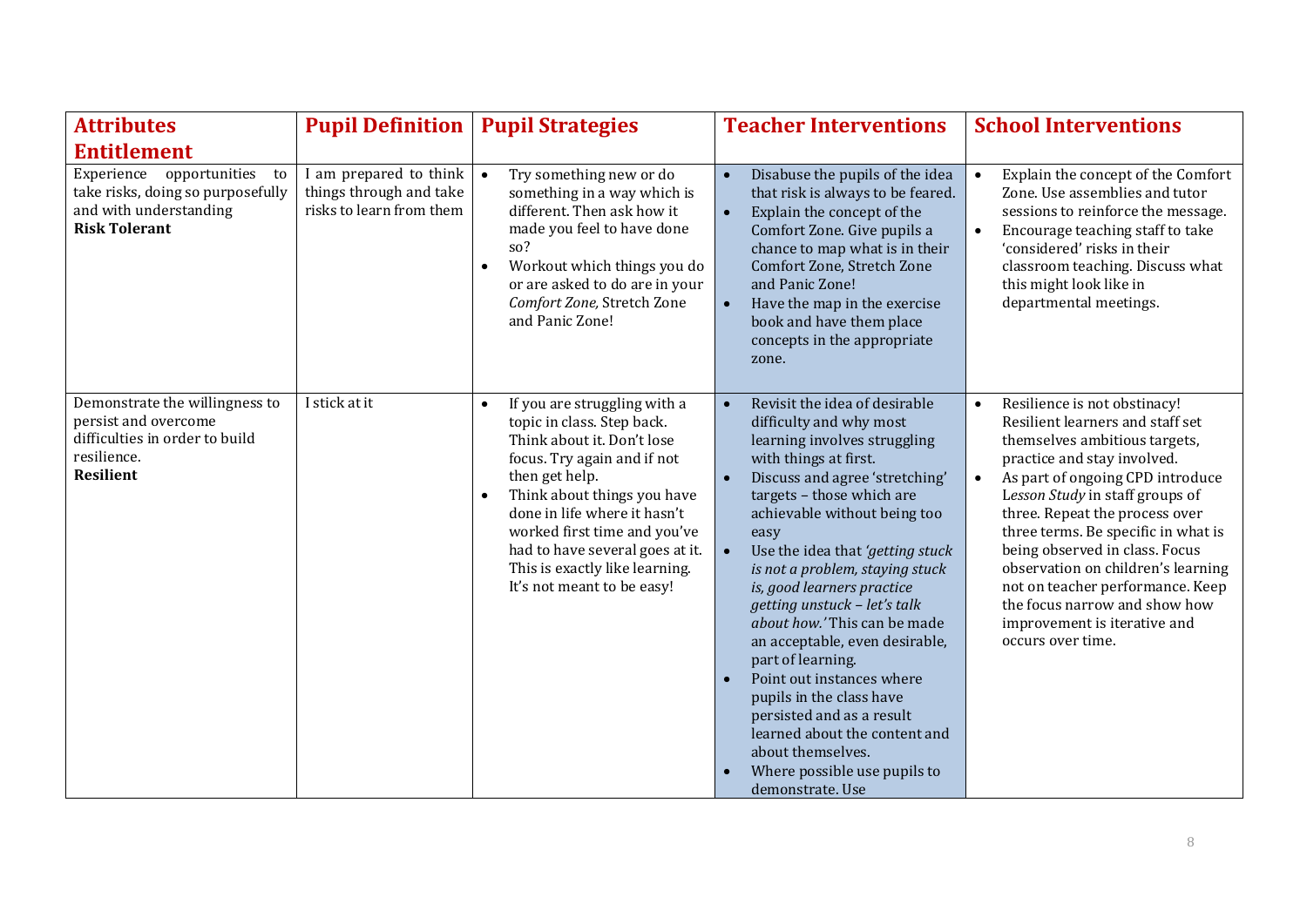| Attributes Entitlement | Pupil Definition | Pupil Strategies | Teacher Interventions | School Interventions |
|---|---|---|---|---|
| Experience opportunities to take risks, doing so purposefully and with understanding<br>**Risk Tolerant** | I am prepared to think things through and take risks to learn from them | • Try something new or do something in a way which is different. Then ask how it made you feel to have done so?<br>• Workout which things you do or are asked to do are in your *Comfort Zone,* Stretch Zone and Panic Zone! | • Disabuse the pupils of the idea that risk is always to be feared.<br>• Explain the concept of the Comfort Zone. Give pupils a chance to map what is in their Comfort Zone, Stretch Zone and Panic Zone!<br>• Have the map in the exercise book and have them place concepts in the appropriate zone. | • Explain the concept of the Comfort Zone. Use assemblies and tutor sessions to reinforce the message.<br>• Encourage teaching staff to take 'considered' risks in their classroom teaching. Discuss what this might look like in departmental meetings. |
| Demonstrate the willingness to persist and overcome difficulties in order to build resilience.<br>**Resilient** | I stick at it | • If you are struggling with a topic in class. Step back. Think about it. Don't lose focus. Try again and if not then get help.<br>• Think about things you have done in life where it hasn't worked first time and you've had to have several goes at it. This is exactly like learning. It's not meant to be easy! | • Revisit the idea of desirable difficulty and why most learning involves struggling with things at first.<br>• Discuss and agree 'stretching' targets – those which are achievable without being too easy<br>• Use the idea that *'getting stuck is not a problem, staying stuck is, good learners practice getting unstuck – let's talk about how.'* This can be made an acceptable, even desirable, part of learning.<br>• Point out instances where pupils in the class have persisted and as a result learned about the content and about themselves.<br>• Where possible use pupils to demonstrate. Use | • Resilience is not obstinacy! Resilient learners and staff set themselves ambitious targets, practice and stay involved.<br>• As part of ongoing CPD introduce L*esson Study* in staff groups of three. Repeat the process over three terms. Be specific in what is being observed in class. Focus observation on children's learning not on teacher performance. Keep the focus narrow and show how improvement is iterative and occurs over time. |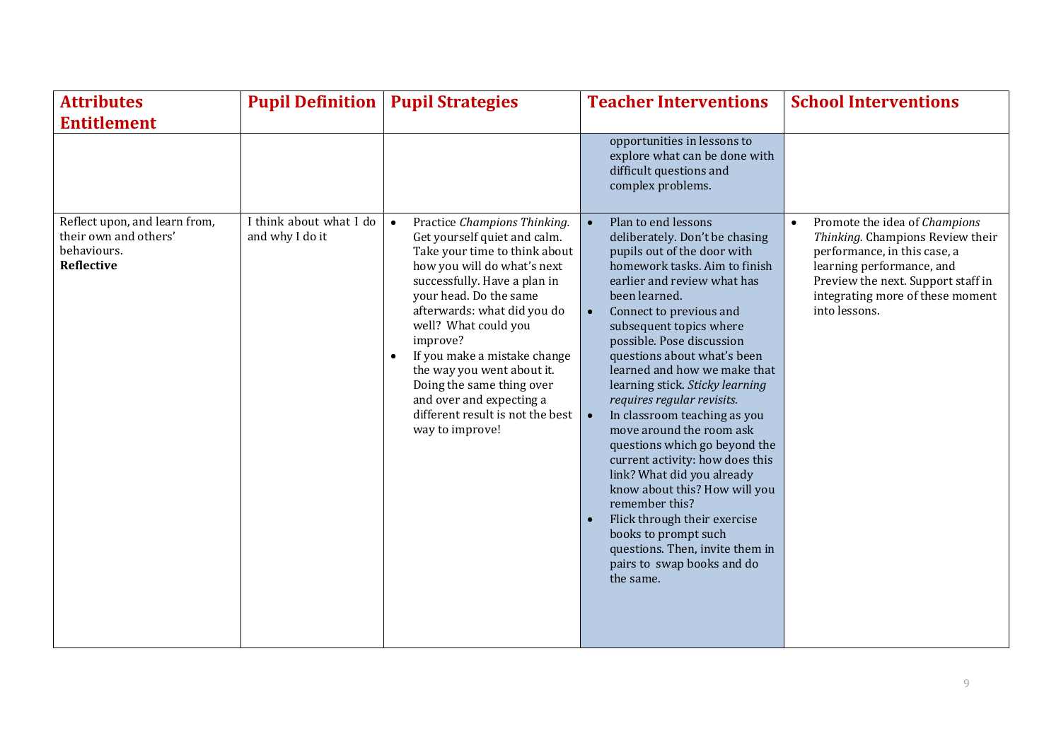| Attributes Entitlement | Pupil Definition | Pupil Strategies | Teacher Interventions | School Interventions |
|---|---|---|---|---|
| | | | opportunities in lessons to explore what can be done with difficult questions and complex problems. | |
| Reflect upon, and learn from, their own and others' behaviours.<br>**Reflective** | I think about what I do and why I do it | • Practice *Champions Thinking.* Get yourself quiet and calm. Take your time to think about how you will do what's next successfully. Have a plan in your head. Do the same afterwards: what did you do well? What could you improve?<br>• If you make a mistake change the way you went about it. Doing the same thing over and over and expecting a different result is not the best way to improve! | • Plan to end lessons deliberately. Don't be chasing pupils out of the door with homework tasks. Aim to finish earlier and review what has been learned.<br>• Connect to previous and subsequent topics where possible. Pose discussion questions about what's been learned and how we make that learning stick. *Sticky learning requires regular revisits.*<br>• In classroom teaching as you move around the room ask questions which go beyond the current activity: how does this link? What did you already know about this? How will you remember this?<br>• Flick through their exercise books to prompt such questions. Then, invite them in pairs to swap books and do the same. | • Promote the idea of *Champions Thinking.* Champions Review their performance, in this case, a learning performance, and Preview the next. Support staff in integrating more of these moment into lessons. |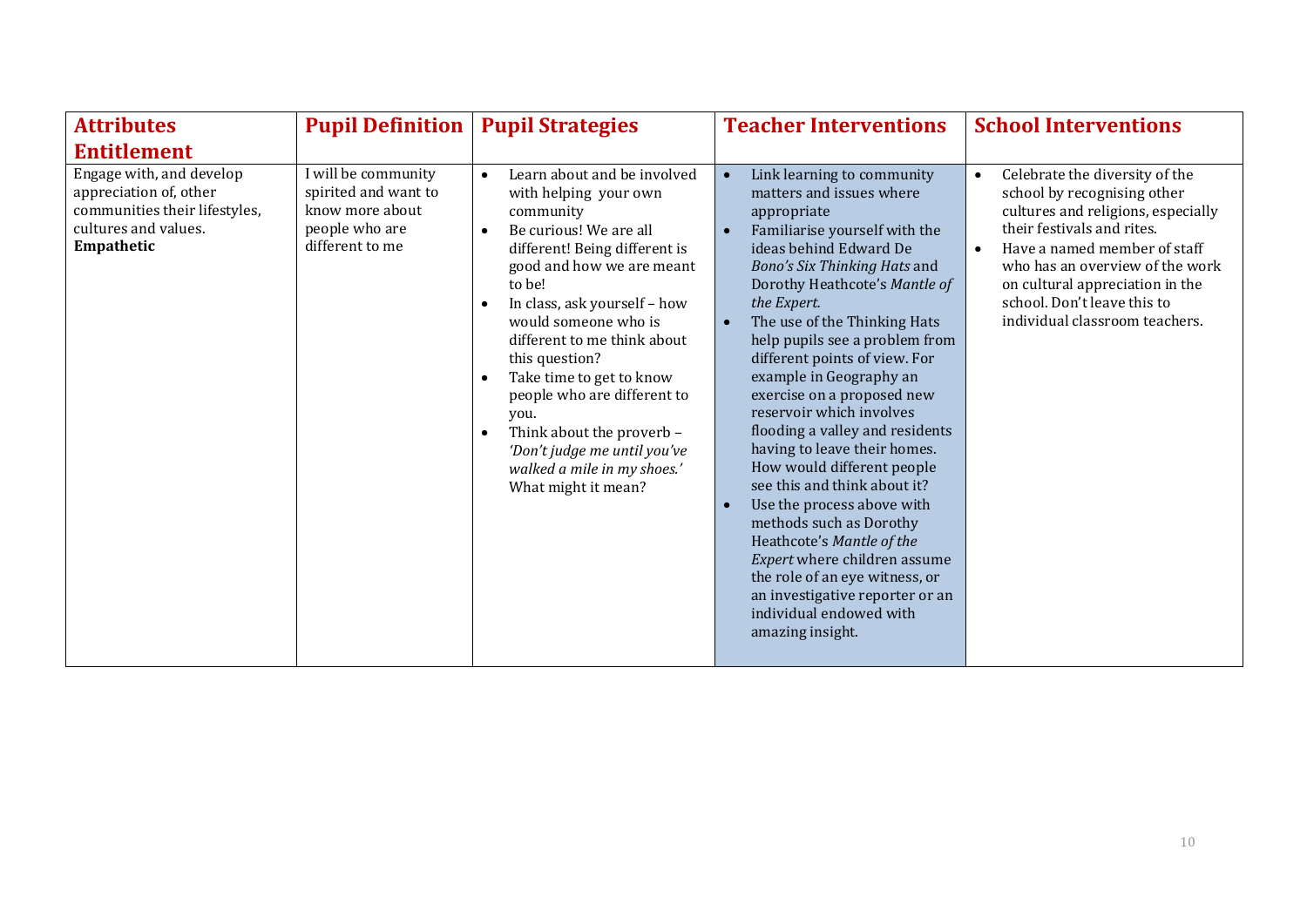| Attributes Entitlement | Pupil Definition | Pupil Strategies | Teacher Interventions | School Interventions |
|---|---|---|---|---|
| Engage with, and develop appreciation of, other communities their lifestyles, cultures and values. **Empathetic** | I will be community spirited and want to know more about people who are different to me | • Learn about and be involved with helping your own community<br>• Be curious! We are all different! Being different is good and how we are meant to be!<br>• In class, ask yourself – how would someone who is different to me think about this question?<br>• Take time to get to know people who are different to you.<br>• Think about the proverb – *'Don't judge me until you've walked a mile in my shoes.'* What might it mean? | • Link learning to community matters and issues where appropriate<br>• Familiarise yourself with the ideas behind Edward De *Bono's Six Thinking Hats* and Dorothy Heathcote's *Mantle of the Expert.*<br>• The use of the Thinking Hats help pupils see a problem from different points of view. For example in Geography an exercise on a proposed new reservoir which involves flooding a valley and residents having to leave their homes. How would different people see this and think about it?<br>• Use the process above with methods such as Dorothy Heathcote's *Mantle of the Expert* where children assume the role of an eye witness, or an investigative reporter or an individual endowed with amazing insight. | • Celebrate the diversity of the school by recognising other cultures and religions, especially their festivals and rites.<br>• Have a named member of staff who has an overview of the work on cultural appreciation in the school. Don't leave this to individual classroom teachers. |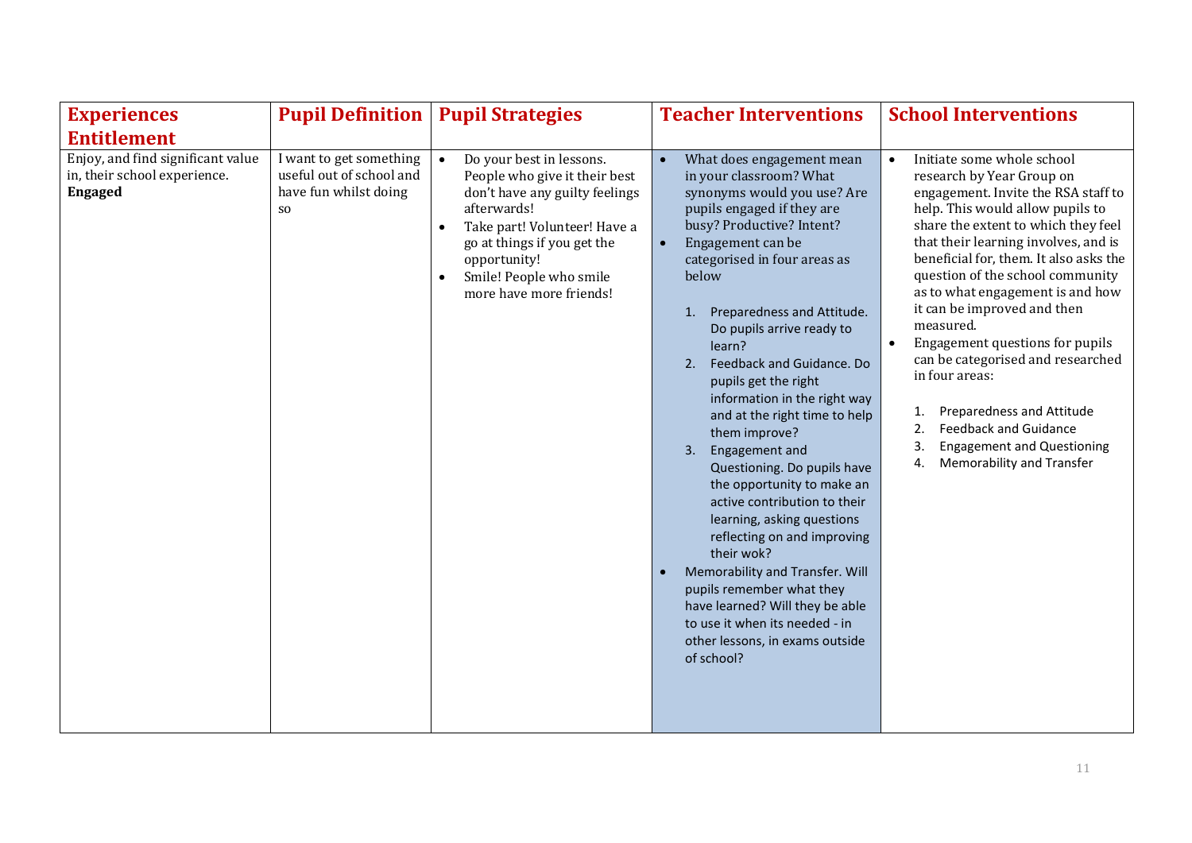| Experiences Entitlement | Pupil Definition | Pupil Strategies | Teacher Interventions | School Interventions |
|---|---|---|---|---|
| Enjoy, and find significant value in, their school experience. **Engaged** | I want to get something useful out of school and have fun whilst doing so | • Do your best in lessons. People who give it their best don't have any guilty feelings afterwards!<br>• Take part! Volunteer! Have a go at things if you get the opportunity!<br>• Smile! People who smile more have more friends! | • What does engagement mean in your classroom? What synonyms would you use? Are pupils engaged if they are busy? Productive? Intent?<br>• Engagement can be categorised in four areas as below<br><br>1. Preparedness and Attitude. Do pupils arrive ready to learn?<br>2. Feedback and Guidance. Do pupils get the right information in the right way and at the right time to help them improve?<br>3. Engagement and Questioning. Do pupils have the opportunity to make an active contribution to their learning, asking questions reflecting on and improving their wok?<br><br>• Memorability and Transfer. Will pupils remember what they have learned? Will they be able to use it when its needed - in other lessons, in exams outside of school? | • Initiate some whole school research by Year Group on engagement. Invite the RSA staff to help. This would allow pupils to share the extent to which they feel that their learning involves, and is beneficial for, them. It also asks the question of the school community as to what engagement is and how it can be improved and then measured.<br>• Engagement questions for pupils can be categorised and researched in four areas:<br><br>1. Preparedness and Attitude<br>2. Feedback and Guidance<br>3. Engagement and Questioning<br>4. Memorability and Transfer |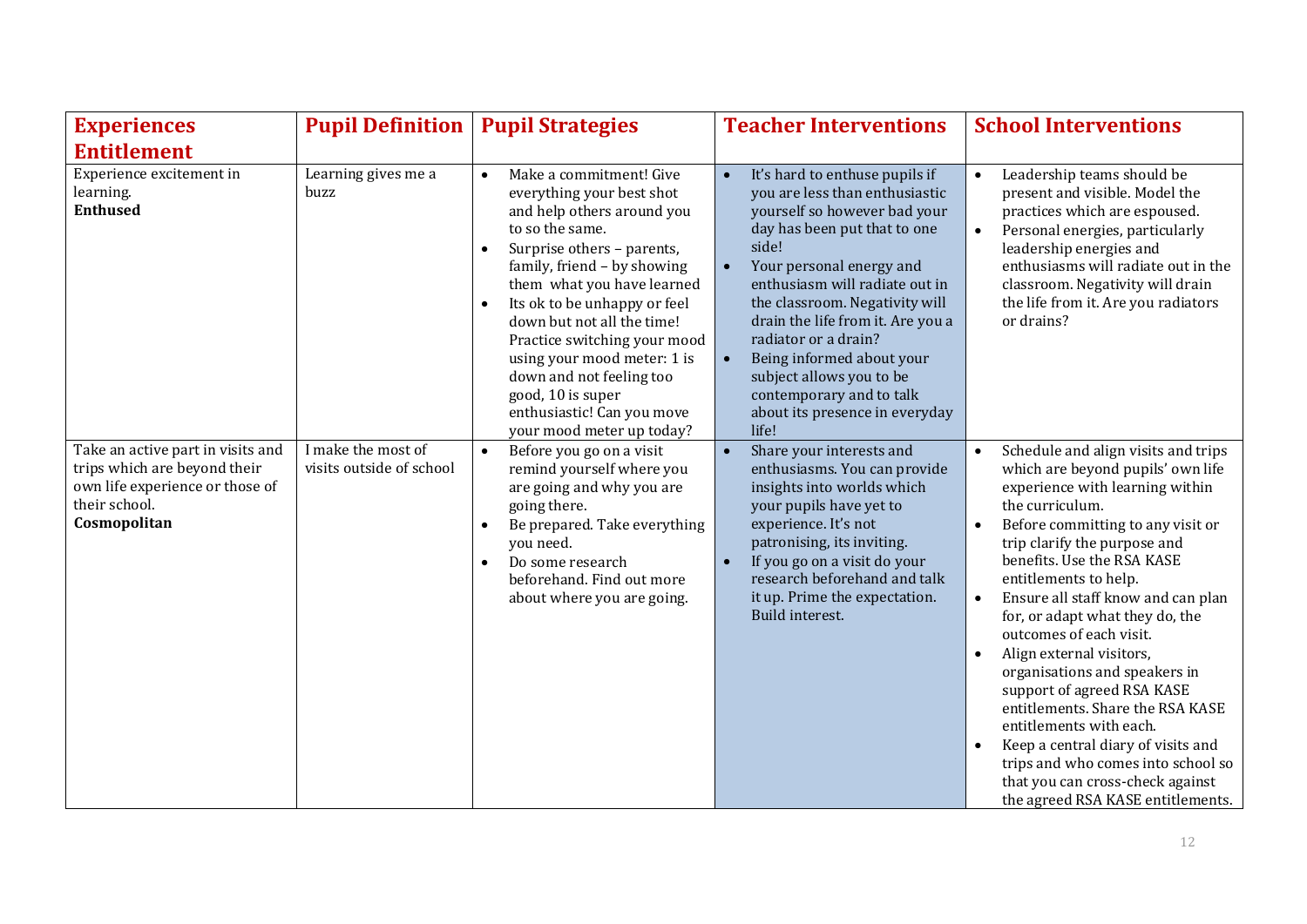| Experiences Entitlement | Pupil Definition | Pupil Strategies | Teacher Interventions | School Interventions |
|---|---|---|---|---|
| Experience excitement in learning.<br>**Enthused** | Learning gives me a buzz | • Make a commitment! Give everything your best shot and help others around you to so the same.<br>• Surprise others – parents, family, friend – by showing them what you have learned<br>• Its ok to be unhappy or feel down but not all the time! Practice switching your mood using your mood meter: 1 is down and not feeling too good, 10 is super enthusiastic! Can you move your mood meter up today? | • It's hard to enthuse pupils if you are less than enthusiastic yourself so however bad your day has been put that to one side!<br>• Your personal energy and enthusiasm will radiate out in the classroom. Negativity will drain the life from it. Are you a radiator or a drain?<br>• Being informed about your subject allows you to be contemporary and to talk about its presence in everyday life! | • Leadership teams should be present and visible. Model the practices which are espoused.<br>• Personal energies, particularly leadership energies and enthusiasms will radiate out in the classroom. Negativity will drain the life from it. Are you radiators or drains? |
| Take an active part in visits and trips which are beyond their own life experience or those of their school.<br>**Cosmopolitan** | I make the most of visits outside of school | • Before you go on a visit remind yourself where you are going and why you are going there.<br>• Be prepared. Take everything you need.<br>• Do some research beforehand. Find out more about where you are going. | • Share your interests and enthusiasms. You can provide insights into worlds which your pupils have yet to experience. It's not patronising, its inviting.<br>• If you go on a visit do your research beforehand and talk it up. Prime the expectation. Build interest. | • Schedule and align visits and trips which are beyond pupils' own life experience with learning within the curriculum.<br>• Before committing to any visit or trip clarify the purpose and benefits. Use the RSA KASE entitlements to help.<br>• Ensure all staff know and can plan for, or adapt what they do, the outcomes of each visit.<br>• Align external visitors, organisations and speakers in support of agreed RSA KASE entitlements. Share the RSA KASE entitlements with each.<br>• Keep a central diary of visits and trips and who comes into school so that you can cross-check against the agreed RSA KASE entitlements. |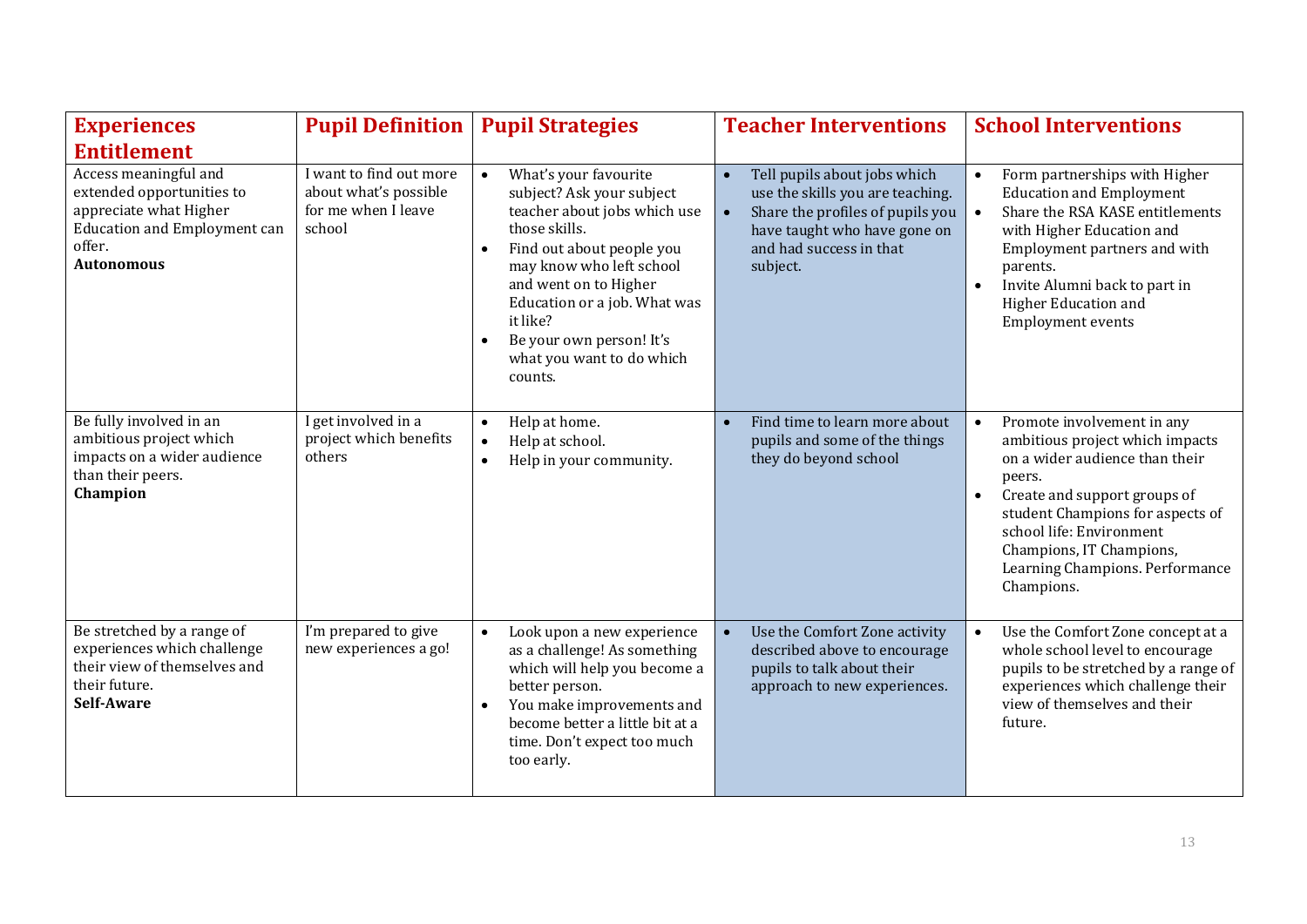| Experiences Entitlement | Pupil Definition | Pupil Strategies | Teacher Interventions | School Interventions |
|---|---|---|---|---|
| Access meaningful and extended opportunities to appreciate what Higher Education and Employment can offer.<br>**Autonomous** | I want to find out more about what's possible for me when I leave school | • What's your favourite subject? Ask your subject teacher about jobs which use those skills.<br>• Find out about people you may know who left school and went on to Higher Education or a job. What was it like?<br>• Be your own person! It's what you want to do which counts. | • Tell pupils about jobs which use the skills you are teaching.<br>• Share the profiles of pupils you have taught who have gone on and had success in that subject. | • Form partnerships with Higher Education and Employment<br>• Share the RSA KASE entitlements with Higher Education and Employment partners and with parents.<br>• Invite Alumni back to part in Higher Education and Employment events |
| Be fully involved in an ambitious project which impacts on a wider audience than their peers.<br>**Champion** | I get involved in a project which benefits others | • Help at home.<br>• Help at school.<br>• Help in your community. | • Find time to learn more about pupils and some of the things they do beyond school | • Promote involvement in any ambitious project which impacts on a wider audience than their peers.<br>• Create and support groups of student Champions for aspects of school life: Environment Champions, IT Champions, Learning Champions. Performance Champions. |
| Be stretched by a range of experiences which challenge their view of themselves and their future.<br>**Self-Aware** | I'm prepared to give new experiences a go! | • Look upon a new experience as a challenge! As something which will help you become a better person.<br>• You make improvements and become better a little bit at a time. Don't expect too much too early. | • Use the Comfort Zone activity described above to encourage pupils to talk about their approach to new experiences. | • Use the Comfort Zone concept at a whole school level to encourage pupils to be stretched by a range of experiences which challenge their view of themselves and their future. |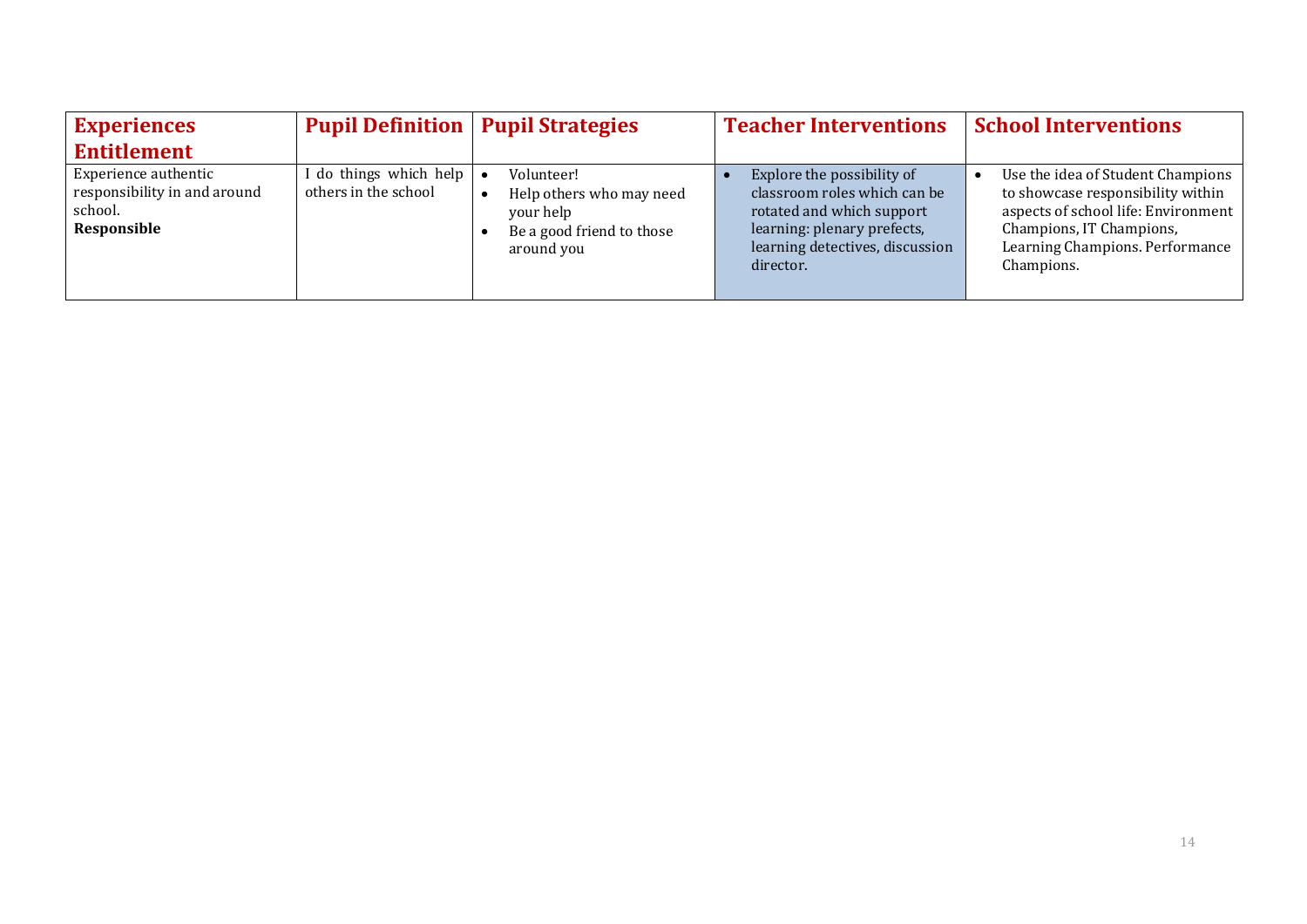| Experiences Entitlement | Pupil Definition | Pupil Strategies | Teacher Interventions | School Interventions |
|---|---|---|---|---|
| Experience authentic responsibility in and around school.<br>**Responsible** | I do things which help others in the school | • Volunteer!<br>• Help others who may need your help<br>• Be a good friend to those around you | • Explore the possibility of classroom roles which can be rotated and which support learning: plenary prefects, learning detectives, discussion director. | • Use the idea of Student Champions to showcase responsibility within aspects of school life: Environment Champions, IT Champions, Learning Champions. Performance Champions. |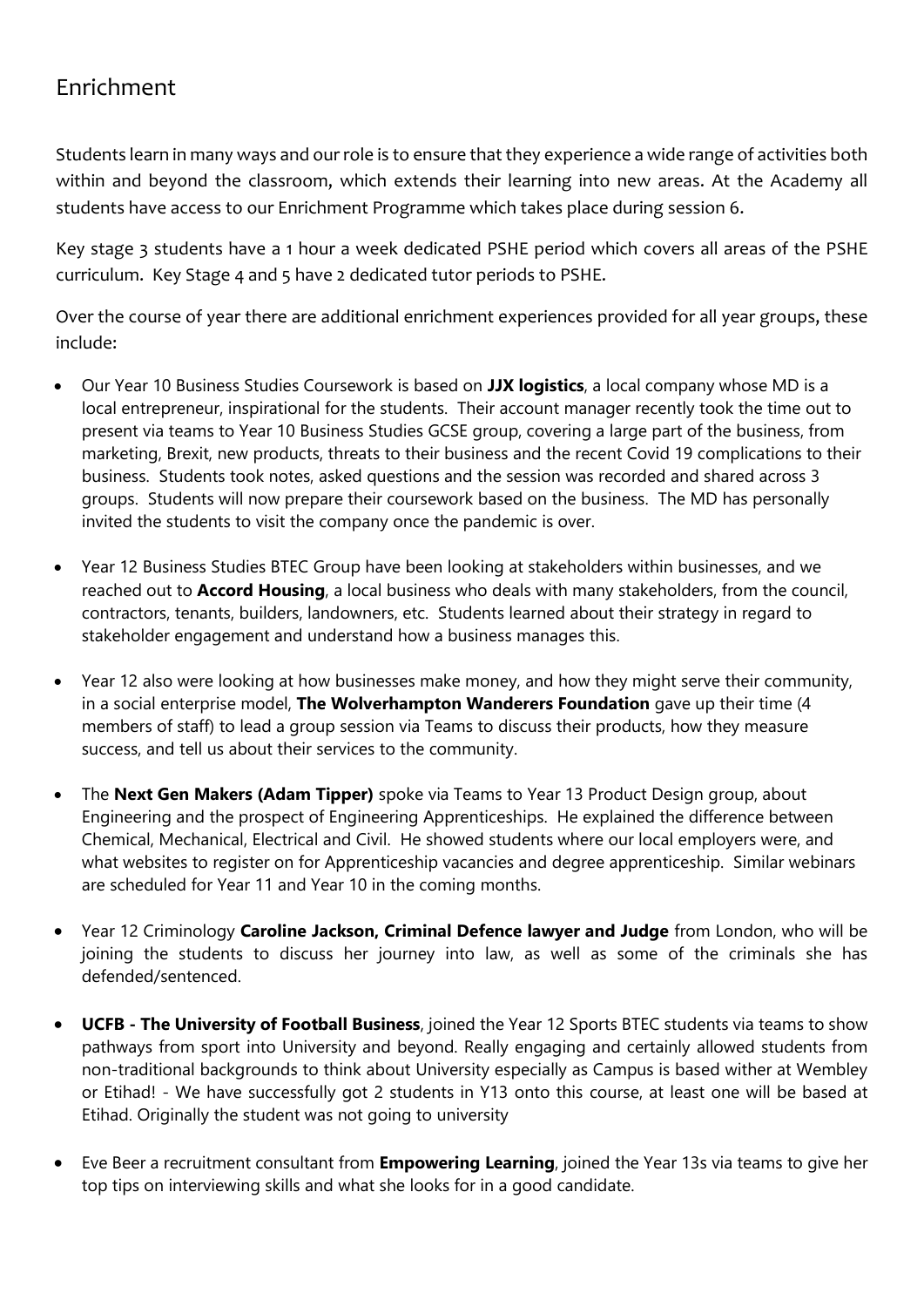## Enrichment

Students learn in many ways and our role is to ensure that they experience a wide range of activities both within and beyond the classroom, which extends their learning into new areas. At the Academy all students have access to our Enrichment Programme which takes place during session 6.

Key stage 3 students have a 1 hour a week dedicated PSHE period which covers all areas of the PSHE curriculum. Key Stage 4 and 5 have 2 dedicated tutor periods to PSHE.

Over the course of year there are additional enrichment experiences provided for all year groups, these include:

- Our Year 10 Business Studies Coursework is based on **JJX logistics**, a local company whose MD is a local entrepreneur, inspirational for the students. Their account manager recently took the time out to present via teams to Year 10 Business Studies GCSE group, covering a large part of the business, from marketing, Brexit, new products, threats to their business and the recent Covid 19 complications to their business. Students took notes, asked questions and the session was recorded and shared across 3 groups. Students will now prepare their coursework based on the business. The MD has personally invited the students to visit the company once the pandemic is over.

- Year 12 Business Studies BTEC Group have been looking at stakeholders within businesses, and we reached out to **Accord Housing**, a local business who deals with many stakeholders, from the council, contractors, tenants, builders, landowners, etc. Students learned about their strategy in regard to stakeholder engagement and understand how a business manages this.

- Year 12 also were looking at how businesses make money, and how they might serve their community, in a social enterprise model, **The Wolverhampton Wanderers Foundation** gave up their time (4 members of staff) to lead a group session via Teams to discuss their products, how they measure success, and tell us about their services to the community.

- The **Next Gen Makers (Adam Tipper)** spoke via Teams to Year 13 Product Design group, about Engineering and the prospect of Engineering Apprenticeships. He explained the difference between Chemical, Mechanical, Electrical and Civil. He showed students where our local employers were, and what websites to register on for Apprenticeship vacancies and degree apprenticeship. Similar webinars are scheduled for Year 11 and Year 10 in the coming months.

- Year 12 Criminology **Caroline Jackson, Criminal Defence lawyer and Judge** from London, who will be joining the students to discuss her journey into law, as well as some of the criminals she has defended/sentenced.

- **UCFB - The University of Football Business**, joined the Year 12 Sports BTEC students via teams to show pathways from sport into University and beyond. Really engaging and certainly allowed students from non-traditional backgrounds to think about University especially as Campus is based wither at Wembley or Etihad! - We have successfully got 2 students in Y13 onto this course, at least one will be based at Etihad. Originally the student was not going to university

- Eve Beer a recruitment consultant from **Empowering Learning**, joined the Year 13s via teams to give her top tips on interviewing skills and what she looks for in a good candidate.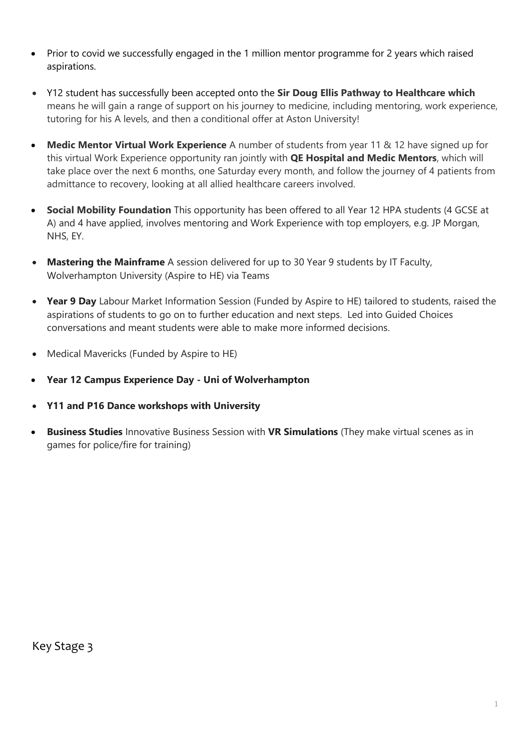- Prior to covid we successfully engaged in the 1 million mentor programme for 2 years which raised aspirations.
- Y12 student has successfully been accepted onto the **Sir Doug Ellis Pathway to Healthcare which** means he will gain a range of support on his journey to medicine, including mentoring, work experience, tutoring for his A levels, and then a conditional offer at Aston University!
- **Medic Mentor Virtual Work Experience** A number of students from year 11 & 12 have signed up for this virtual Work Experience opportunity ran jointly with **QE Hospital and Medic Mentors**, which will take place over the next 6 months, one Saturday every month, and follow the journey of 4 patients from admittance to recovery, looking at all allied healthcare careers involved.
- **Social Mobility Foundation** This opportunity has been offered to all Year 12 HPA students (4 GCSE at A) and 4 have applied, involves mentoring and Work Experience with top employers, e.g. JP Morgan, NHS, EY.
- **Mastering the Mainframe** A session delivered for up to 30 Year 9 students by IT Faculty, Wolverhampton University (Aspire to HE) via Teams
- **Year 9 Day** Labour Market Information Session (Funded by Aspire to HE) tailored to students, raised the aspirations of students to go on to further education and next steps. Led into Guided Choices conversations and meant students were able to make more informed decisions.
- Medical Mavericks (Funded by Aspire to HE)
- **Year 12 Campus Experience Day - Uni of Wolverhampton**
- **Y11 and P16 Dance workshops with University**
- **Business Studies** Innovative Business Session with **VR Simulations** (They make virtual scenes as in games for police/fire for training)

## Key Stage 3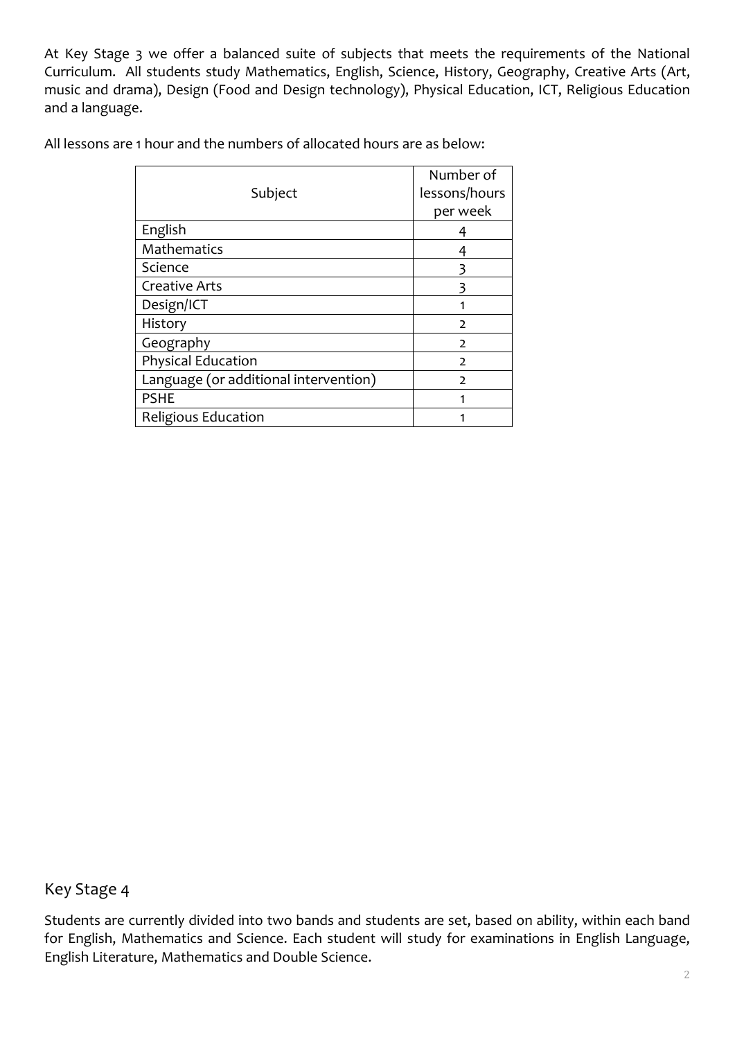At Key Stage 3 we offer a balanced suite of subjects that meets the requirements of the National Curriculum. All students study Mathematics, English, Science, History, Geography, Creative Arts (Art, music and drama), Design (Food and Design technology), Physical Education, ICT, Religious Education and a language.

All lessons are 1 hour and the numbers of allocated hours are as below:

| Subject | Number of lessons/hours per week |
|---|---|
| English | 4 |
| Mathematics | 4 |
| Science | 3 |
| Creative Arts | 3 |
| Design/ICT | 1 |
| History | 2 |
| Geography | 2 |
| Physical Education | 2 |
| Language (or additional intervention) | 2 |
| PSHE | 1 |
| Religious Education | 1 |

## Key Stage 4

Students are currently divided into two bands and students are set, based on ability, within each band for English, Mathematics and Science. Each student will study for examinations in English Language, English Literature, Mathematics and Double Science.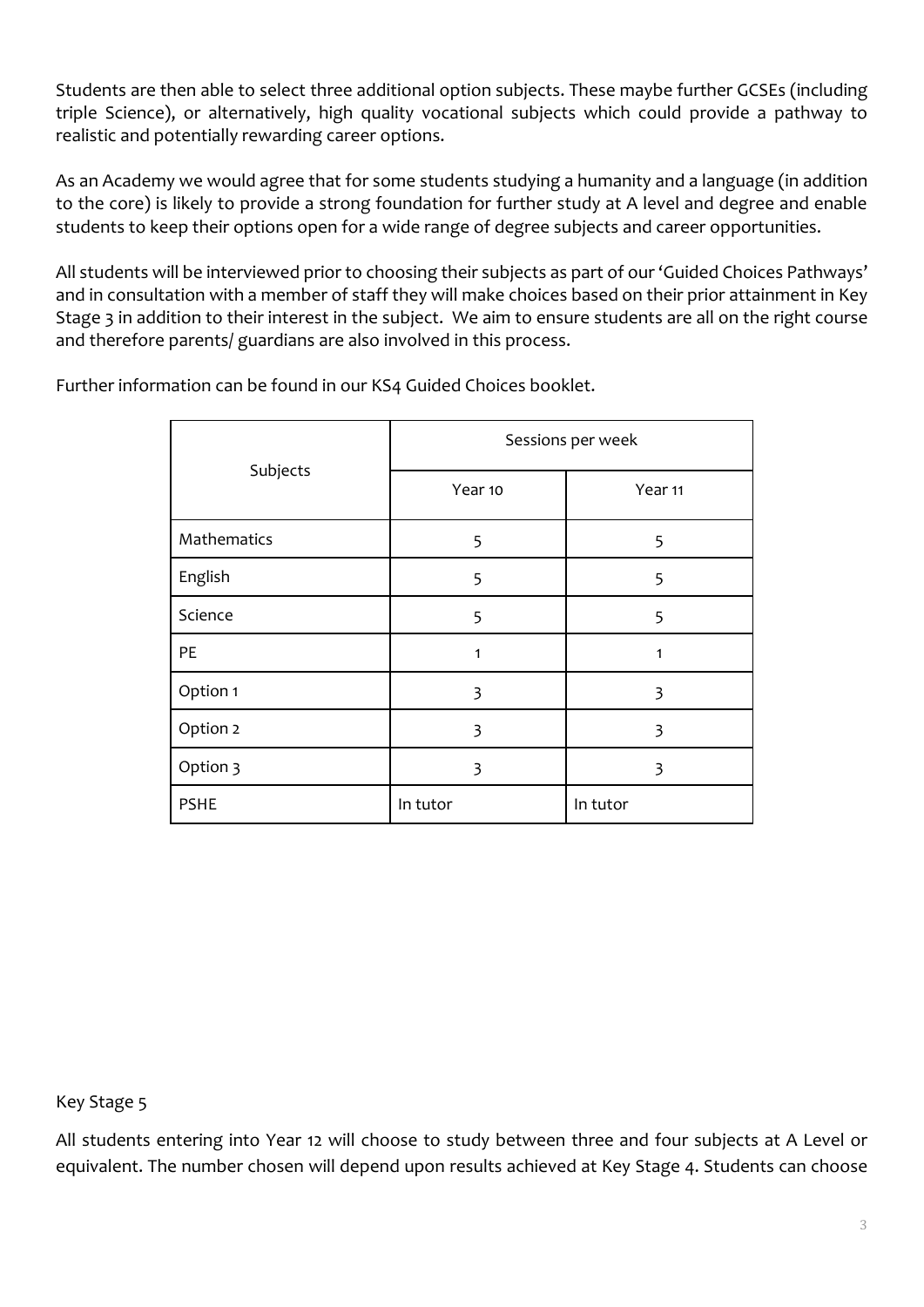Students are then able to select three additional option subjects. These maybe further GCSEs (including triple Science), or alternatively, high quality vocational subjects which could provide a pathway to realistic and potentially rewarding career options.

As an Academy we would agree that for some students studying a humanity and a language (in addition to the core) is likely to provide a strong foundation for further study at A level and degree and enable students to keep their options open for a wide range of degree subjects and career opportunities.

All students will be interviewed prior to choosing their subjects as part of our 'Guided Choices Pathways' and in consultation with a member of staff they will make choices based on their prior attainment in Key Stage 3 in addition to their interest in the subject. We aim to ensure students are all on the right course and therefore parents/ guardians are also involved in this process.

Further information can be found in our KS4 Guided Choices booklet.

| Subjects | Sessions per week | |
|---|---|---|
| | Year 10 | Year 11 |
| Mathematics | 5 | 5 |
| English | 5 | 5 |
| Science | 5 | 5 |
| PE | 1 | 1 |
| Option 1 | 3 | 3 |
| Option 2 | 3 | 3 |
| Option 3 | 3 | 3 |
| PSHE | In tutor | In tutor |

Key Stage 5

All students entering into Year 12 will choose to study between three and four subjects at A Level or equivalent. The number chosen will depend upon results achieved at Key Stage 4. Students can choose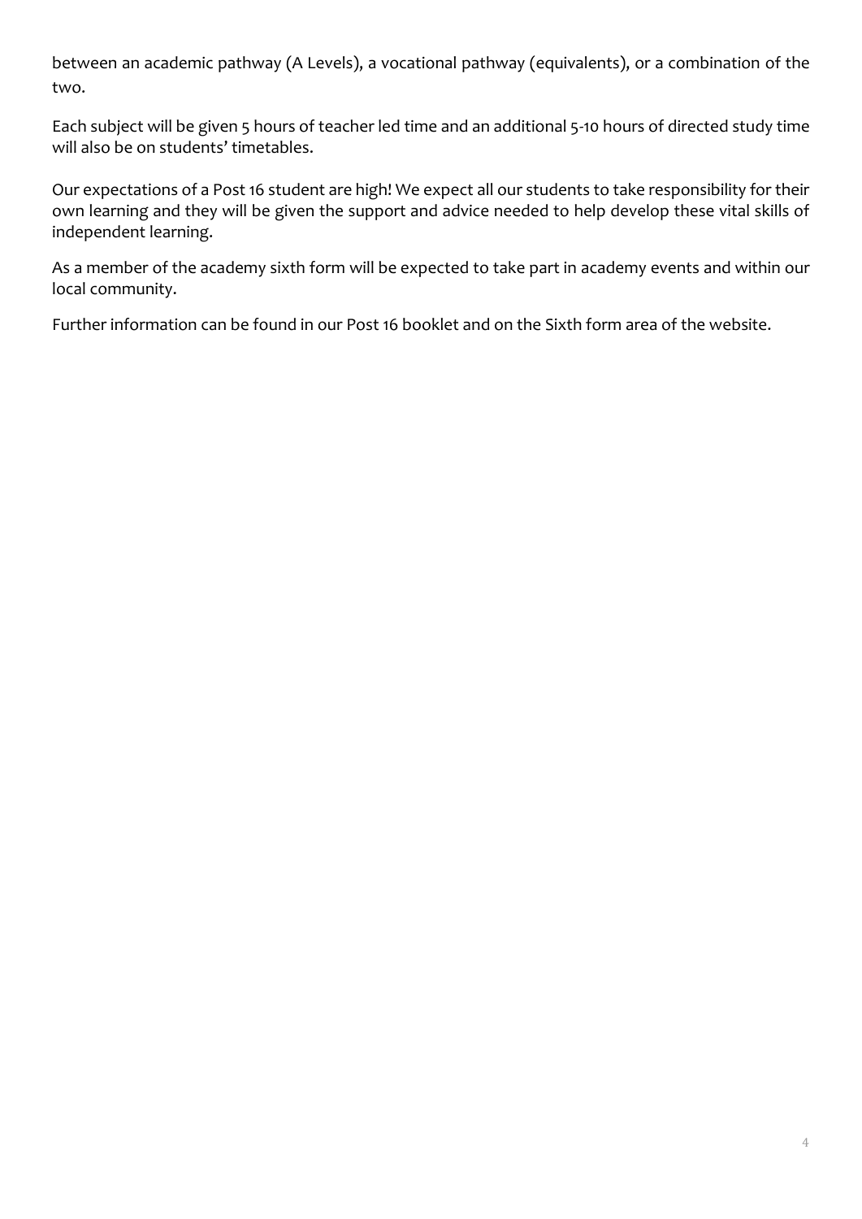between an academic pathway (A Levels), a vocational pathway (equivalents), or a combination of the two.

Each subject will be given 5 hours of teacher led time and an additional 5-10 hours of directed study time will also be on students' timetables.

Our expectations of a Post 16 student are high! We expect all our students to take responsibility for their own learning and they will be given the support and advice needed to help develop these vital skills of independent learning.

As a member of the academy sixth form will be expected to take part in academy events and within our local community.

Further information can be found in our Post 16 booklet and on the Sixth form area of the website.